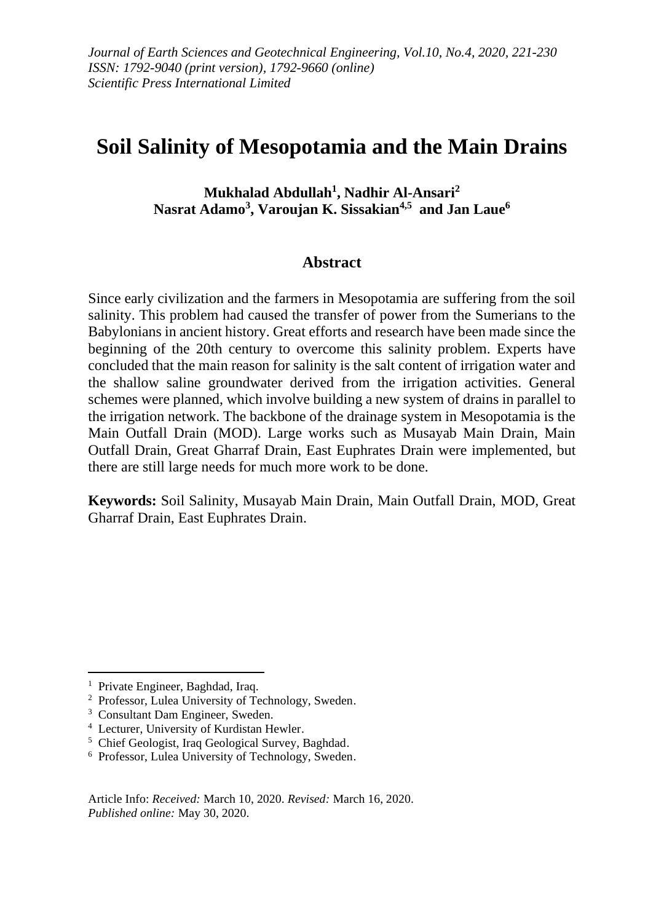# Soil Salinity of Mesopotamia and the Main Drains

**Mukhalad Abdullah[1], Nadhir Al-Ansari[2]**
**Nasrat Adamo[3], Varoujan K. Sissakian[4,5] and Jan Laue[6]**

## Abstract

Since early civilization and the farmers in Mesopotamia are suffering from the soil salinity. This problem had caused the transfer of power from the Sumerians to the Babylonians in ancient history. Great efforts and research have been made since the beginning of the 20th century to overcome this salinity problem. Experts have concluded that the main reason for salinity is the salt content of irrigation water and the shallow saline groundwater derived from the irrigation activities. General schemes were planned, which involve building a new system of drains in parallel to the irrigation network. The backbone of the drainage system in Mesopotamia is the Main Outfall Drain (MOD). Large works such as Musayab Main Drain, Main Outfall Drain, Great Gharraf Drain, East Euphrates Drain were implemented, but there are still large needs for much more work to be done.

**Keywords:** Soil Salinity, Musayab Main Drain, Main Outfall Drain, MOD, Great Gharraf Drain, East Euphrates Drain.

---

[1] Private Engineer, Baghdad, Iraq.
[2] Professor, Lulea University of Technology, Sweden.
[3] Consultant Dam Engineer, Sweden.
[4] Lecturer, University of Kurdistan Hewler.
[5] Chief Geologist, Iraq Geological Survey, Baghdad.
[6] Professor, Lulea University of Technology, Sweden.

Article Info: *Received:* March 10, 2020. *Revised:* March 16, 2020.
*Published online:* May 30, 2020.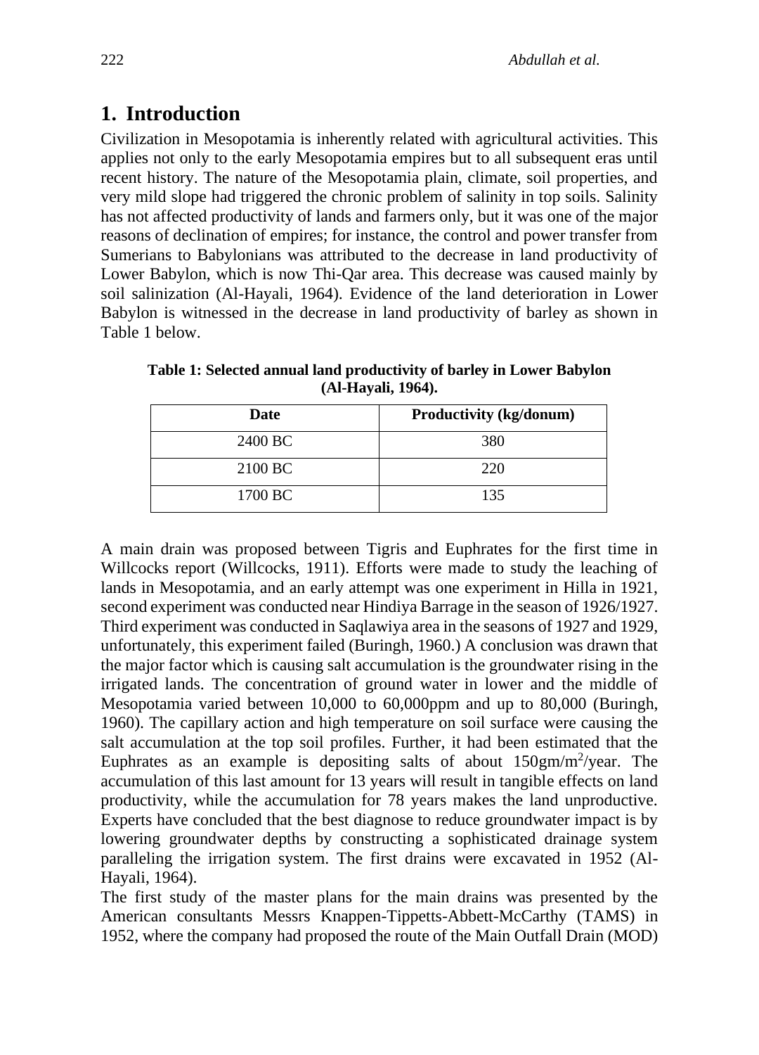# 1. Introduction

Civilization in Mesopotamia is inherently related with agricultural activities. This applies not only to the early Mesopotamia empires but to all subsequent eras until recent history. The nature of the Mesopotamia plain, climate, soil properties, and very mild slope had triggered the chronic problem of salinity in top soils. Salinity has not affected productivity of lands and farmers only, but it was one of the major reasons of declination of empires; for instance, the control and power transfer from Sumerians to Babylonians was attributed to the decrease in land productivity of Lower Babylon, which is now Thi-Qar area. This decrease was caused mainly by soil salinization (Al-Hayali, 1964). Evidence of the land deterioration in Lower Babylon is witnessed in the decrease in land productivity of barley as shown in Table 1 below.

**Table 1: Selected annual land productivity of barley in Lower Babylon (Al-Hayali, 1964).**

| Date | Productivity (kg/donum) |
| --- | --- |
| 2400 BC | 380 |
| 2100 BC | 220 |
| 1700 BC | 135 |

A main drain was proposed between Tigris and Euphrates for the first time in Willcocks report (Willcocks, 1911). Efforts were made to study the leaching of lands in Mesopotamia, and an early attempt was one experiment in Hilla in 1921, second experiment was conducted near Hindiya Barrage in the season of 1926/1927. Third experiment was conducted in Saqlawiya area in the seasons of 1927 and 1929, unfortunately, this experiment failed (Buringh, 1960.) A conclusion was drawn that the major factor which is causing salt accumulation is the groundwater rising in the irrigated lands. The concentration of ground water in lower and the middle of Mesopotamia varied between 10,000 to 60,000ppm and up to 80,000 (Buringh, 1960). The capillary action and high temperature on soil surface were causing the salt accumulation at the top soil profiles. Further, it had been estimated that the Euphrates as an example is depositing salts of about 150gm/m$^2$/year. The accumulation of this last amount for 13 years will result in tangible effects on land productivity, while the accumulation for 78 years makes the land unproductive. Experts have concluded that the best diagnose to reduce groundwater impact is by lowering groundwater depths by constructing a sophisticated drainage system paralleling the irrigation system. The first drains were excavated in 1952 (Al-Hayali, 1964).

The first study of the master plans for the main drains was presented by the American consultants Messrs Knappen-Tippetts-Abbett-McCarthy (TAMS) in 1952, where the company had proposed the route of the Main Outfall Drain (MOD)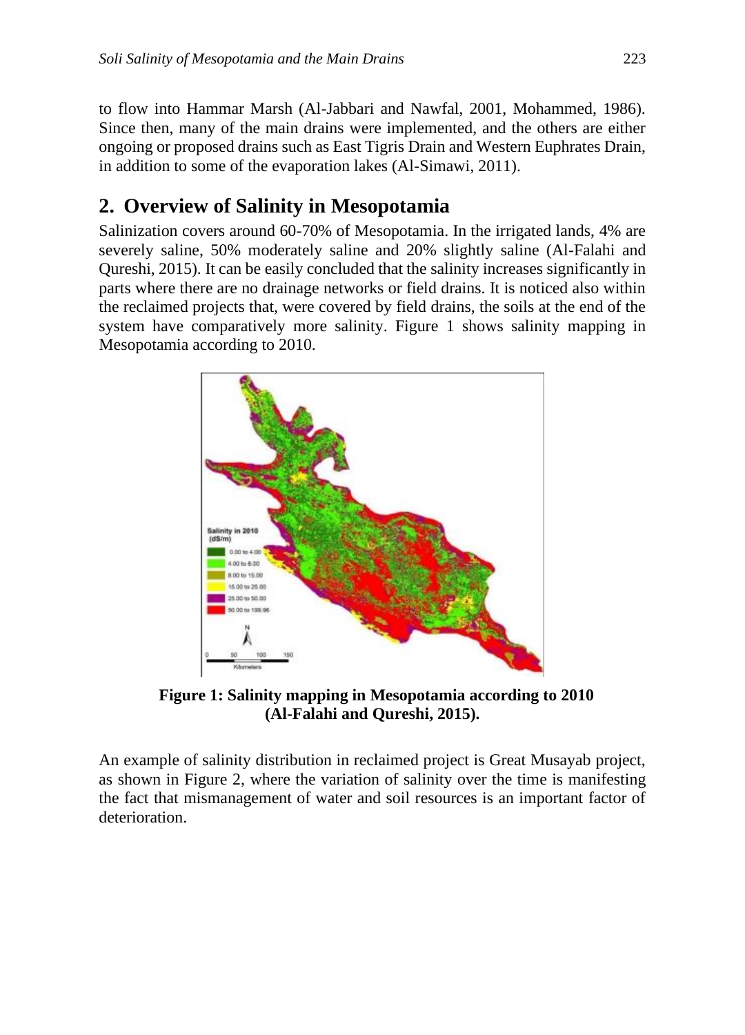to flow into Hammar Marsh (Al-Jabbari and Nawfal, 2001, Mohammed, 1986). Since then, many of the main drains were implemented, and the others are either ongoing or proposed drains such as East Tigris Drain and Western Euphrates Drain, in addition to some of the evaporation lakes (Al-Simawi, 2011).

## 2. Overview of Salinity in Mesopotamia

Salinization covers around 60-70% of Mesopotamia. In the irrigated lands, 4% are severely saline, 50% moderately saline and 20% slightly saline (Al-Falahi and Qureshi, 2015). It can be easily concluded that the salinity increases significantly in parts where there are no drainage networks or field drains. It is noticed also within the reclaimed projects that, were covered by field drains, the soils at the end of the system have comparatively more salinity. Figure 1 shows salinity mapping in Mesopotamia according to 2010.

**Figure 1: Salinity mapping in Mesopotamia according to 2010 (Al-Falahi and Qureshi, 2015).**

An example of salinity distribution in reclaimed project is Great Musayab project, as shown in Figure 2, where the variation of salinity over the time is manifesting the fact that mismanagement of water and soil resources is an important factor of deterioration.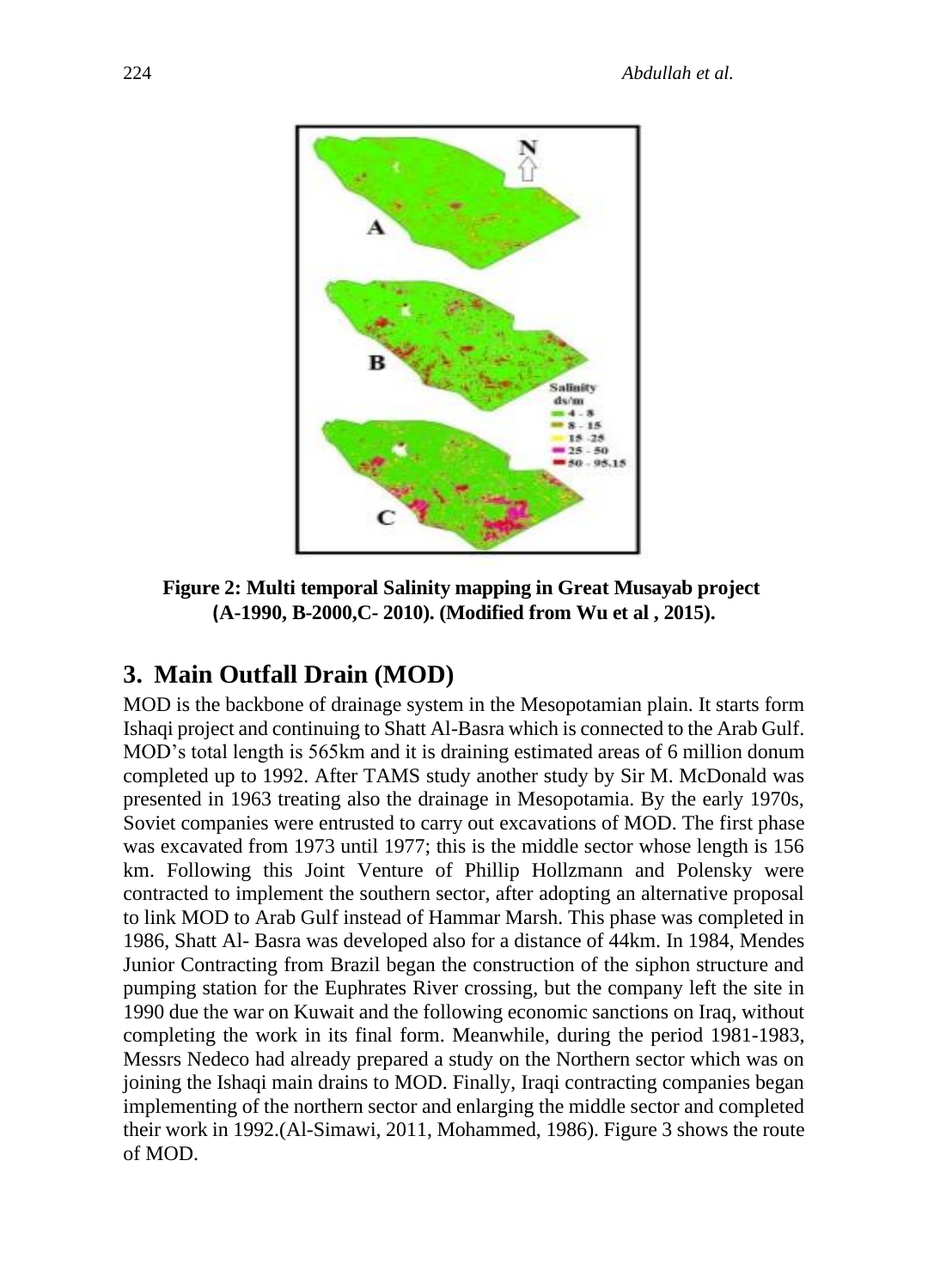**Figure 2: Multi temporal Salinity mapping in Great Musayab project (A-1990, B-2000,C- 2010). (Modified from Wu et al , 2015).**

## 3. Main Outfall Drain (MOD)

MOD is the backbone of drainage system in the Mesopotamian plain. It starts form Ishaqi project and continuing to Shatt Al-Basra which is connected to the Arab Gulf. MOD's total length is 565km and it is draining estimated areas of 6 million donum completed up to 1992. After TAMS study another study by Sir M. McDonald was presented in 1963 treating also the drainage in Mesopotamia. By the early 1970s, Soviet companies were entrusted to carry out excavations of MOD. The first phase was excavated from 1973 until 1977; this is the middle sector whose length is 156 km. Following this Joint Venture of Phillip Hollzmann and Polensky were contracted to implement the southern sector, after adopting an alternative proposal to link MOD to Arab Gulf instead of Hammar Marsh. This phase was completed in 1986, Shatt Al- Basra was developed also for a distance of 44km. In 1984, Mendes Junior Contracting from Brazil began the construction of the siphon structure and pumping station for the Euphrates River crossing, but the company left the site in 1990 due the war on Kuwait and the following economic sanctions on Iraq, without completing the work in its final form. Meanwhile, during the period 1981-1983, Messrs Nedeco had already prepared a study on the Northern sector which was on joining the Ishaqi main drains to MOD. Finally, Iraqi contracting companies began implementing of the northern sector and enlarging the middle sector and completed their work in 1992.(Al-Simawi, 2011, Mohammed, 1986). Figure 3 shows the route of MOD.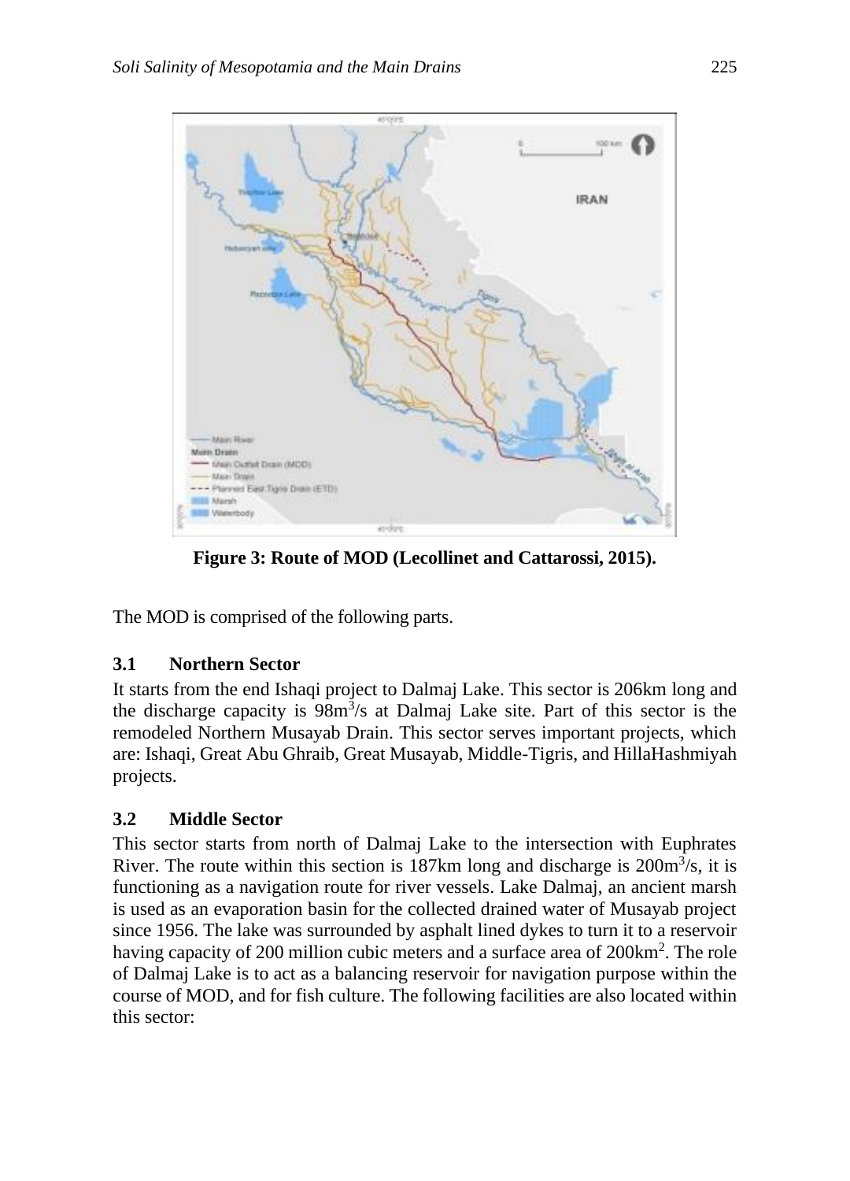**Figure 3: Route of MOD (Lecollinet and Cattarossi, 2015).**

The MOD is comprised of the following parts.

### 3.1 Northern Sector

It starts from the end Ishaqi project to Dalmaj Lake. This sector is 206km long and the discharge capacity is $98m^3/s$ at Dalmaj Lake site. Part of this sector is the remodeled Northern Musayab Drain. This sector serves important projects, which are: Ishaqi, Great Abu Ghraib, Great Musayab, Middle-Tigris, and HillaHashmiyah projects.

### 3.2 Middle Sector

This sector starts from north of Dalmaj Lake to the intersection with Euphrates River. The route within this section is 187km long and discharge is $200m^3/s$, it is functioning as a navigation route for river vessels. Lake Dalmaj, an ancient marsh is used as an evaporation basin for the collected drained water of Musayab project since 1956. The lake was surrounded by asphalt lined dykes to turn it to a reservoir having capacity of 200 million cubic meters and a surface area of $200km^2$. The role of Dalmaj Lake is to act as a balancing reservoir for navigation purpose within the course of MOD, and for fish culture. The following facilities are also located within this sector: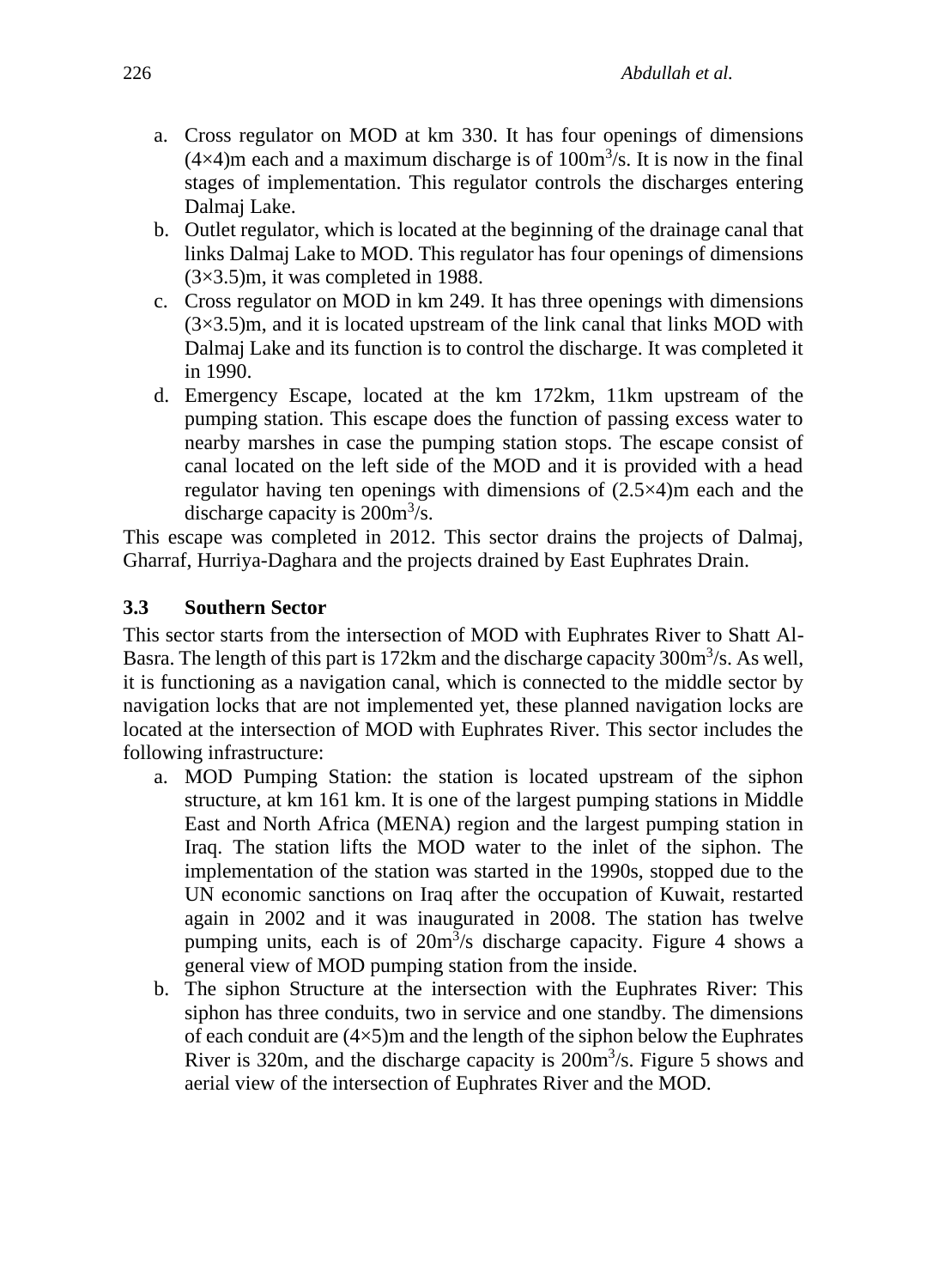a. Cross regulator on MOD at km 330. It has four openings of dimensions (4×4)m each and a maximum discharge is of 100m$^3$/s. It is now in the final stages of implementation. This regulator controls the discharges entering Dalmaj Lake.
b. Outlet regulator, which is located at the beginning of the drainage canal that links Dalmaj Lake to MOD. This regulator has four openings of dimensions (3×3.5)m, it was completed in 1988.
c. Cross regulator on MOD in km 249. It has three openings with dimensions (3×3.5)m, and it is located upstream of the link canal that links MOD with Dalmaj Lake and its function is to control the discharge. It was completed it in 1990.
d. Emergency Escape, located at the km 172km, 11km upstream of the pumping station. This escape does the function of passing excess water to nearby marshes in case the pumping station stops. The escape consist of canal located on the left side of the MOD and it is provided with a head regulator having ten openings with dimensions of (2.5×4)m each and the discharge capacity is 200m$^3$/s.

This escape was completed in 2012. This sector drains the projects of Dalmaj, Gharraf, Hurriya-Daghara and the projects drained by East Euphrates Drain.

### 3.3 Southern Sector

This sector starts from the intersection of MOD with Euphrates River to Shatt Al-Basra. The length of this part is 172km and the discharge capacity 300m$^3$/s. As well, it is functioning as a navigation canal, which is connected to the middle sector by navigation locks that are not implemented yet, these planned navigation locks are located at the intersection of MOD with Euphrates River. This sector includes the following infrastructure:

a. MOD Pumping Station: the station is located upstream of the siphon structure, at km 161 km. It is one of the largest pumping stations in Middle East and North Africa (MENA) region and the largest pumping station in Iraq. The station lifts the MOD water to the inlet of the siphon. The implementation of the station was started in the 1990s, stopped due to the UN economic sanctions on Iraq after the occupation of Kuwait, restarted again in 2002 and it was inaugurated in 2008. The station has twelve pumping units, each is of 20m$^3$/s discharge capacity. Figure 4 shows a general view of MOD pumping station from the inside.
b. The siphon Structure at the intersection with the Euphrates River: This siphon has three conduits, two in service and one standby. The dimensions of each conduit are (4×5)m and the length of the siphon below the Euphrates River is 320m, and the discharge capacity is 200m$^3$/s. Figure 5 shows and aerial view of the intersection of Euphrates River and the MOD.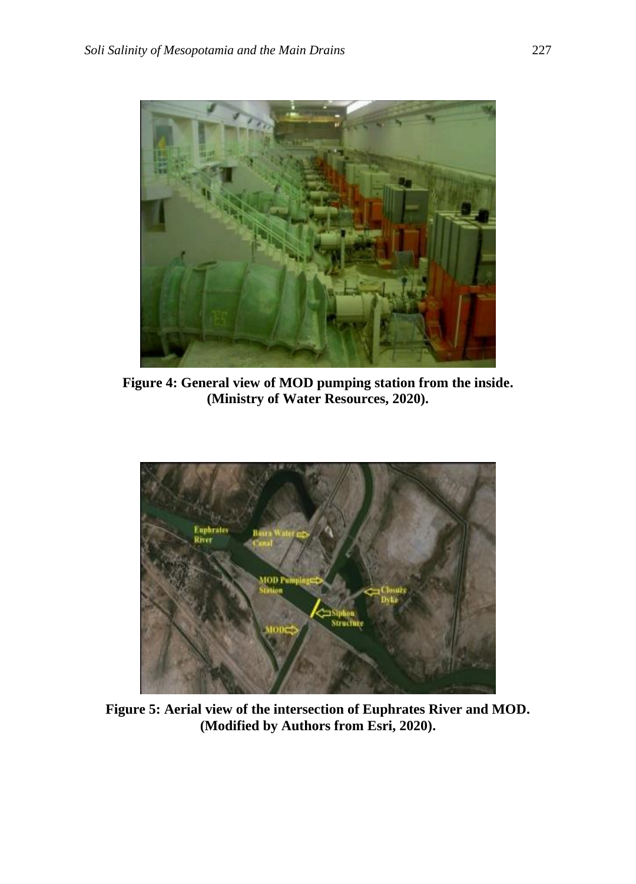**Figure 4: General view of MOD pumping station from the inside. (Ministry of Water Resources, 2020).**

**Figure 5: Aerial view of the intersection of Euphrates River and MOD. (Modified by Authors from Esri, 2020).**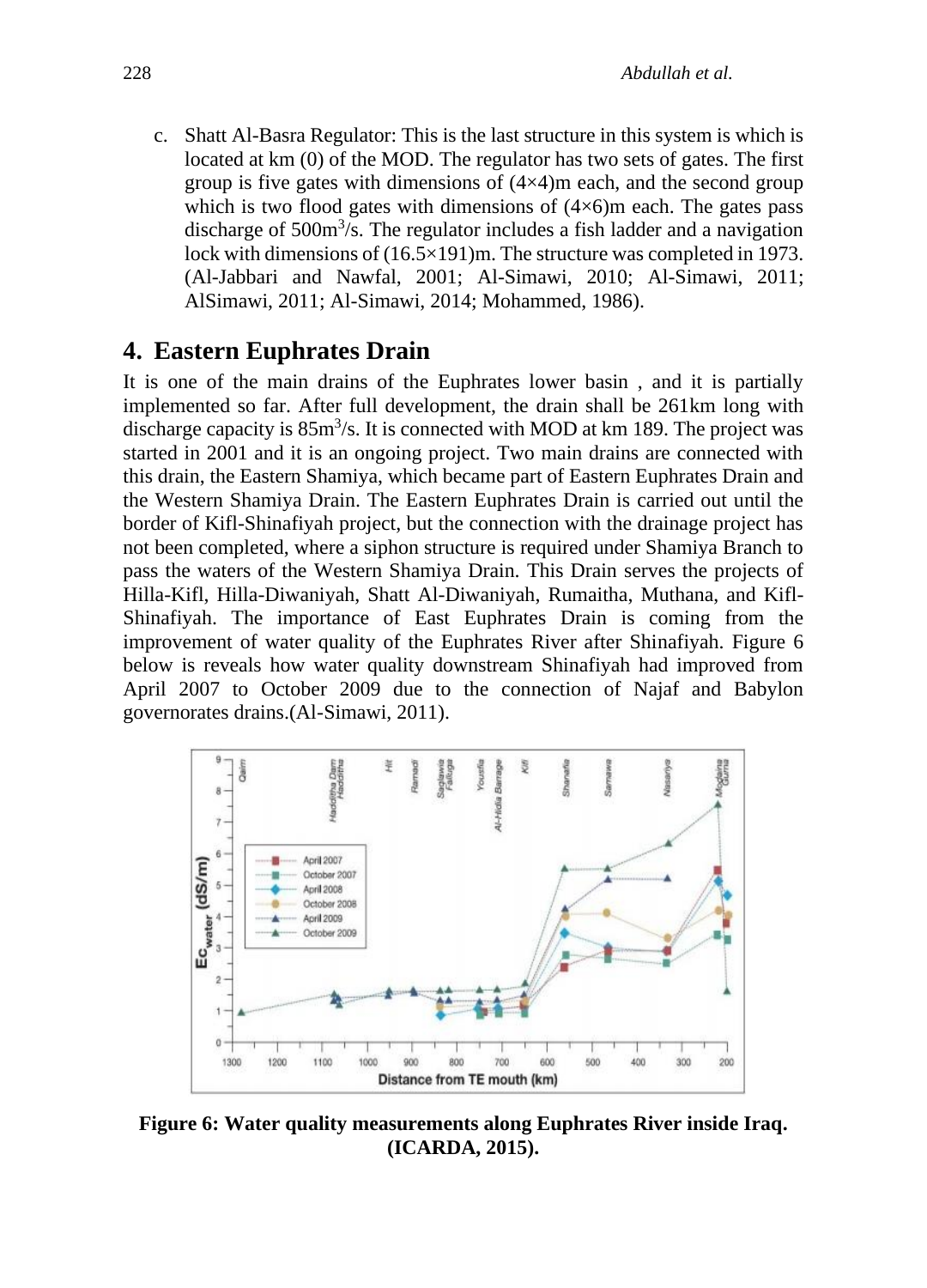c. Shatt Al-Basra Regulator: This is the last structure in this system is which is located at km (0) of the MOD. The regulator has two sets of gates. The first group is five gates with dimensions of (4×4)m each, and the second group which is two flood gates with dimensions of (4×6)m each. The gates pass discharge of 500m$^3$/s. The regulator includes a fish ladder and a navigation lock with dimensions of (16.5×191)m. The structure was completed in 1973. (Al-Jabbari and Nawfal, 2001; Al-Simawi, 2010; Al-Simawi, 2011; AlSimawi, 2011; Al-Simawi, 2014; Mohammed, 1986).

## 4. Eastern Euphrates Drain

It is one of the main drains of the Euphrates lower basin , and it is partially implemented so far. After full development, the drain shall be 261km long with discharge capacity is 85m$^3$/s. It is connected with MOD at km 189. The project was started in 2001 and it is an ongoing project. Two main drains are connected with this drain, the Eastern Shamiya, which became part of Eastern Euphrates Drain and the Western Shamiya Drain. The Eastern Euphrates Drain is carried out until the border of Kifl-Shinafiyah project, but the connection with the drainage project has not been completed, where a siphon structure is required under Shamiya Branch to pass the waters of the Western Shamiya Drain. This Drain serves the projects of Hilla-Kifl, Hilla-Diwaniyah, Shatt Al-Diwaniyah, Rumaitha, Muthana, and Kifl-Shinafiyah. The importance of East Euphrates Drain is coming from the improvement of water quality of the Euphrates River after Shinafiyah. Figure 6 below is reveals how water quality downstream Shinafiyah had improved from April 2007 to October 2009 due to the connection of Najaf and Babylon governorates drains.(Al-Simawi, 2011).

**Figure 6: Water quality measurements along Euphrates River inside Iraq. (ICARDA, 2015).**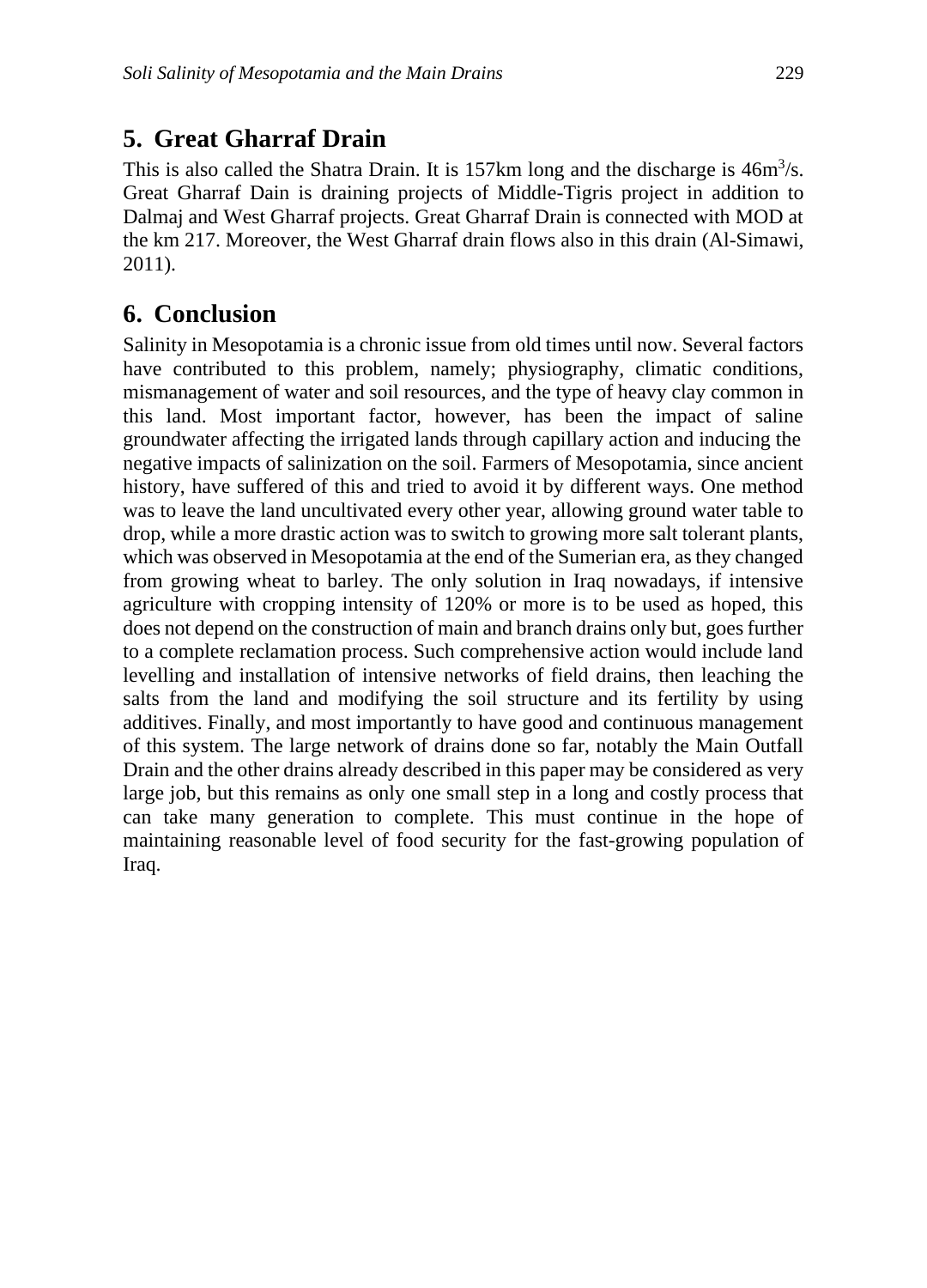## 5. Great Gharraf Drain

This is also called the Shatra Drain. It is 157km long and the discharge is $46m^3/s$. Great Gharraf Dain is draining projects of Middle-Tigris project in addition to Dalmaj and West Gharraf projects. Great Gharraf Drain is connected with MOD at the km 217. Moreover, the West Gharraf drain flows also in this drain (Al-Simawi, 2011).

## 6. Conclusion

Salinity in Mesopotamia is a chronic issue from old times until now. Several factors have contributed to this problem, namely; physiography, climatic conditions, mismanagement of water and soil resources, and the type of heavy clay common in this land. Most important factor, however, has been the impact of saline groundwater affecting the irrigated lands through capillary action and inducing the negative impacts of salinization on the soil. Farmers of Mesopotamia, since ancient history, have suffered of this and tried to avoid it by different ways. One method was to leave the land uncultivated every other year, allowing ground water table to drop, while a more drastic action was to switch to growing more salt tolerant plants, which was observed in Mesopotamia at the end of the Sumerian era, as they changed from growing wheat to barley. The only solution in Iraq nowadays, if intensive agriculture with cropping intensity of 120% or more is to be used as hoped, this does not depend on the construction of main and branch drains only but, goes further to a complete reclamation process. Such comprehensive action would include land levelling and installation of intensive networks of field drains, then leaching the salts from the land and modifying the soil structure and its fertility by using additives. Finally, and most importantly to have good and continuous management of this system. The large network of drains done so far, notably the Main Outfall Drain and the other drains already described in this paper may be considered as very large job, but this remains as only one small step in a long and costly process that can take many generation to complete. This must continue in the hope of maintaining reasonable level of food security for the fast-growing population of Iraq.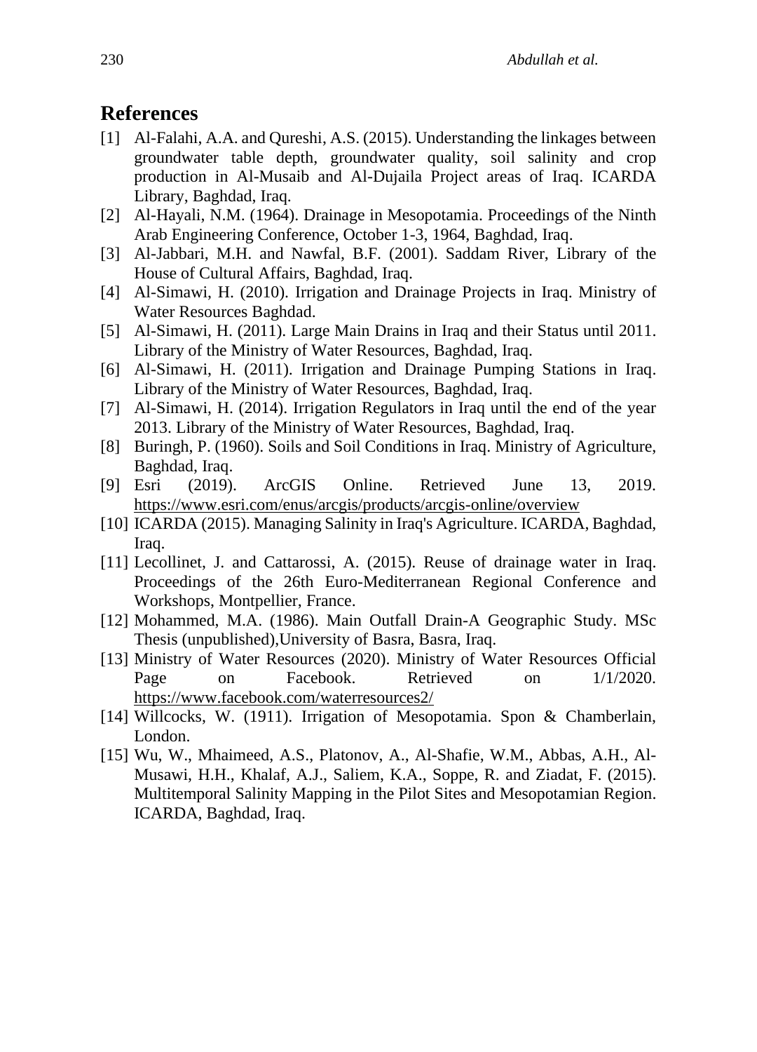## References

[1] Al-Falahi, A.A. and Qureshi, A.S. (2015). Understanding the linkages between groundwater table depth, groundwater quality, soil salinity and crop production in Al-Musaib and Al-Dujaila Project areas of Iraq. ICARDA Library, Baghdad, Iraq.

[2] Al-Hayali, N.M. (1964). Drainage in Mesopotamia. Proceedings of the Ninth Arab Engineering Conference, October 1-3, 1964, Baghdad, Iraq.

[3] Al-Jabbari, M.H. and Nawfal, B.F. (2001). Saddam River, Library of the House of Cultural Affairs, Baghdad, Iraq.

[4] Al-Simawi, H. (2010). Irrigation and Drainage Projects in Iraq. Ministry of Water Resources Baghdad.

[5] Al-Simawi, H. (2011). Large Main Drains in Iraq and their Status until 2011. Library of the Ministry of Water Resources, Baghdad, Iraq.

[6] Al-Simawi, H. (2011). Irrigation and Drainage Pumping Stations in Iraq. Library of the Ministry of Water Resources, Baghdad, Iraq.

[7] Al-Simawi, H. (2014). Irrigation Regulators in Iraq until the end of the year 2013. Library of the Ministry of Water Resources, Baghdad, Iraq.

[8] Buringh, P. (1960). Soils and Soil Conditions in Iraq. Ministry of Agriculture, Baghdad, Iraq.

[9] Esri (2019). ArcGIS Online. Retrieved June 13, 2019. https://www.esri.com/enus/arcgis/products/arcgis-online/overview

[10] ICARDA (2015). Managing Salinity in Iraq's Agriculture. ICARDA, Baghdad, Iraq.

[11] Lecollinet, J. and Cattarossi, A. (2015). Reuse of drainage water in Iraq. Proceedings of the 26th Euro-Mediterranean Regional Conference and Workshops, Montpellier, France.

[12] Mohammed, M.A. (1986). Main Outfall Drain-A Geographic Study. MSc Thesis (unpublished),University of Basra, Basra, Iraq.

[13] Ministry of Water Resources (2020). Ministry of Water Resources Official Page on Facebook. Retrieved on 1/1/2020. https://www.facebook.com/waterresources2/

[14] Willcocks, W. (1911). Irrigation of Mesopotamia. Spon & Chamberlain, London.

[15] Wu, W., Mhaimeed, A.S., Platonov, A., Al-Shafie, W.M., Abbas, A.H., Al-Musawi, H.H., Khalaf, A.J., Saliem, K.A., Soppe, R. and Ziadat, F. (2015). Multitemporal Salinity Mapping in the Pilot Sites and Mesopotamian Region. ICARDA, Baghdad, Iraq.